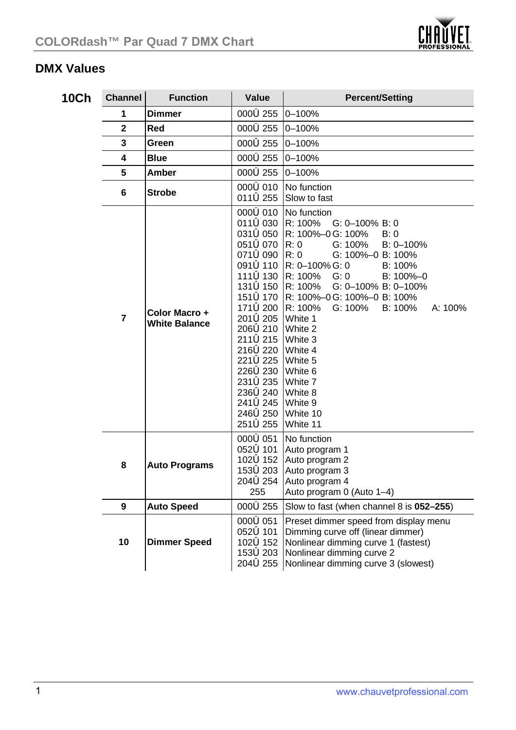## DMX Values

**10Ch**

| Channel | Function | Value | Percent/Setting |
|---|---|---|---|
| 1 | **Dimmer** | 000Û 255 | 0–100% |
| 2 | **Red** | 000Û 255 | 0–100% |
| 3 | **Green** | 000Û 255 | 0–100% |
| 4 | **Blue** | 000Û 255 | 0–100% |
| 5 | **Amber** | 000Û 255 | 0–100% |
| 6 | **Strobe** | 000Û 010 | No function |
| | | 011Û 255 | Slow to fast |
| 7 | **Color Macro + White Balance** | 000Û 010 | No function |
| | | 011Û 030 | R: 100% G: 0–100% B: 0 |
| | | 031Û 050 | R: 100%–0 G: 100% B: 0 |
| | | 051Û 070 | R: 0 G: 100% B: 0–100% |
| | | 071Û 090 | R: 0 G: 100%–0 B: 100% |
| | | 091Û 110 | R: 0–100% G: 0 B: 100% |
| | | 111Û 130 | R: 100% G: 0 B: 100%–0 |
| | | 131Û 150 | R: 100% G: 0–100% B: 0–100% |
| | | 151Û 170 | R: 100%–0 G: 100%–0 B: 100% |
| | | 171Û 200 | R: 100% G: 100% B: 100% A: 100% |
| | | 201Û 205 | White 1 |
| | | 206Û 210 | White 2 |
| | | 211Û 215 | White 3 |
| | | 216Û 220 | White 4 |
| | | 221Û 225 | White 5 |
| | | 226Û 230 | White 6 |
| | | 231Û 235 | White 7 |
| | | 236Û 240 | White 8 |
| | | 241Û 245 | White 9 |
| | | 246Û 250 | White 10 |
| | | 251Û 255 | White 11 |
| 8 | **Auto Programs** | 000Û 051 | No function |
| | | 052Û 101 | Auto program 1 |
| | | 102Û 152 | Auto program 2 |
| | | 153Û 203 | Auto program 3 |
| | | 204Û 254 | Auto program 4 |
| | | 255 | Auto program 0 (Auto 1–4) |
| 9 | **Auto Speed** | 000Û 255 | Slow to fast (when channel 8 is **052–255**) |
| 10 | **Dimmer Speed** | 000Û 051 | Preset dimmer speed from display menu |
| | | 052Û 101 | Dimming curve off (linear dimmer) |
| | | 102Û 152 | Nonlinear dimming curve 1 (fastest) |
| | | 153Û 203 | Nonlinear dimming curve 2 |
| | | 204Û 255 | Nonlinear dimming curve 3 (slowest) |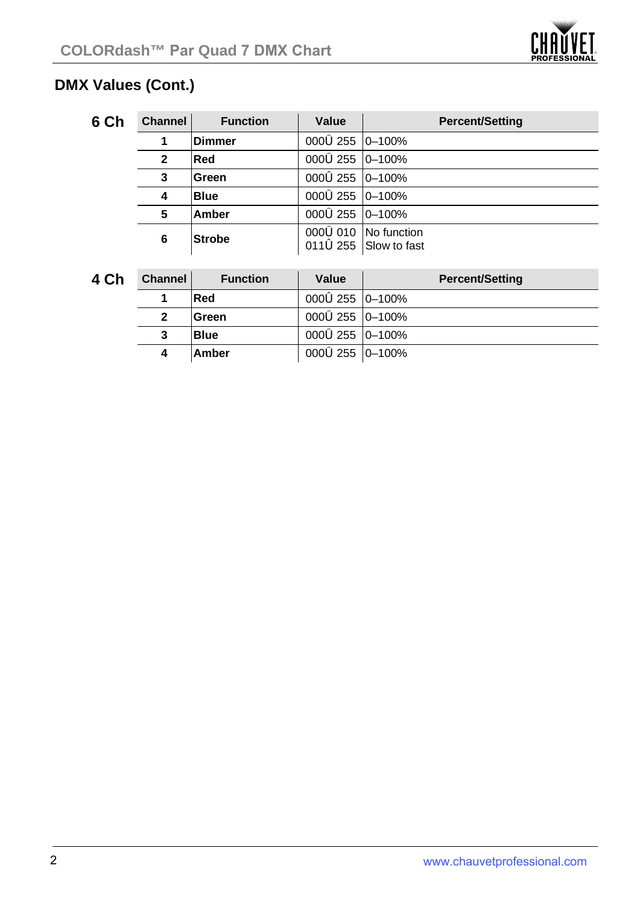## DMX Values (Cont.)

### 6 Ch

| Channel | Function | Value | Percent/Setting |
|---|---|---|---|
| 1 | **Dimmer** | 000Û 255 | 0–100% |
| 2 | **Red** | 000Û 255 | 0–100% |
| 3 | **Green** | 000Û 255 | 0–100% |
| 4 | **Blue** | 000Û 255 | 0–100% |
| 5 | **Amber** | 000Û 255 | 0–100% |
| 6 | **Strobe** | 000Û 010<br>011Û 255 | No function<br>Slow to fast |

### 4 Ch

| Channel | Function | Value | Percent/Setting |
|---|---|---|---|
| 1 | **Red** | 000Û 255 | 0–100% |
| 2 | **Green** | 000Û 255 | 0–100% |
| 3 | **Blue** | 000Û 255 | 0–100% |
| 4 | **Amber** | 000Û 255 | 0–100% |